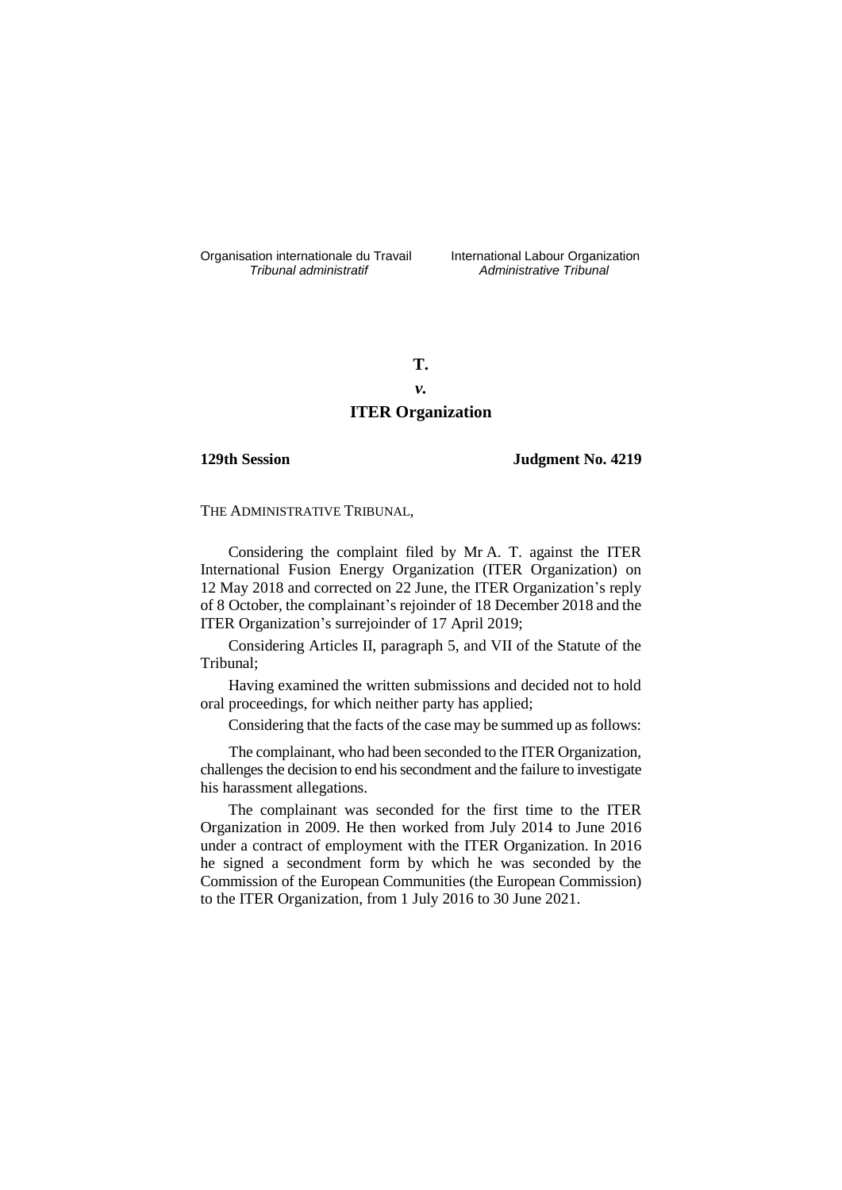Organisation internationale du Travail
*Tribunal administratif*

International Labour Organization
*Administrative Tribunal*

**T.**

***v.***

**ITER Organization**

**129th Session** **Judgment No. 4219**

THE ADMINISTRATIVE TRIBUNAL,

Considering the complaint filed by Mr A. T. against the ITER International Fusion Energy Organization (ITER Organization) on 12 May 2018 and corrected on 22 June, the ITER Organization's reply of 8 October, the complainant's rejoinder of 18 December 2018 and the ITER Organization's surrejoinder of 17 April 2019;

Considering Articles II, paragraph 5, and VII of the Statute of the Tribunal;

Having examined the written submissions and decided not to hold oral proceedings, for which neither party has applied;

Considering that the facts of the case may be summed up as follows:

The complainant, who had been seconded to the ITER Organization, challenges the decision to end his secondment and the failure to investigate his harassment allegations.

The complainant was seconded for the first time to the ITER Organization in 2009. He then worked from July 2014 to June 2016 under a contract of employment with the ITER Organization. In 2016 he signed a secondment form by which he was seconded by the Commission of the European Communities (the European Commission) to the ITER Organization, from 1 July 2016 to 30 June 2021.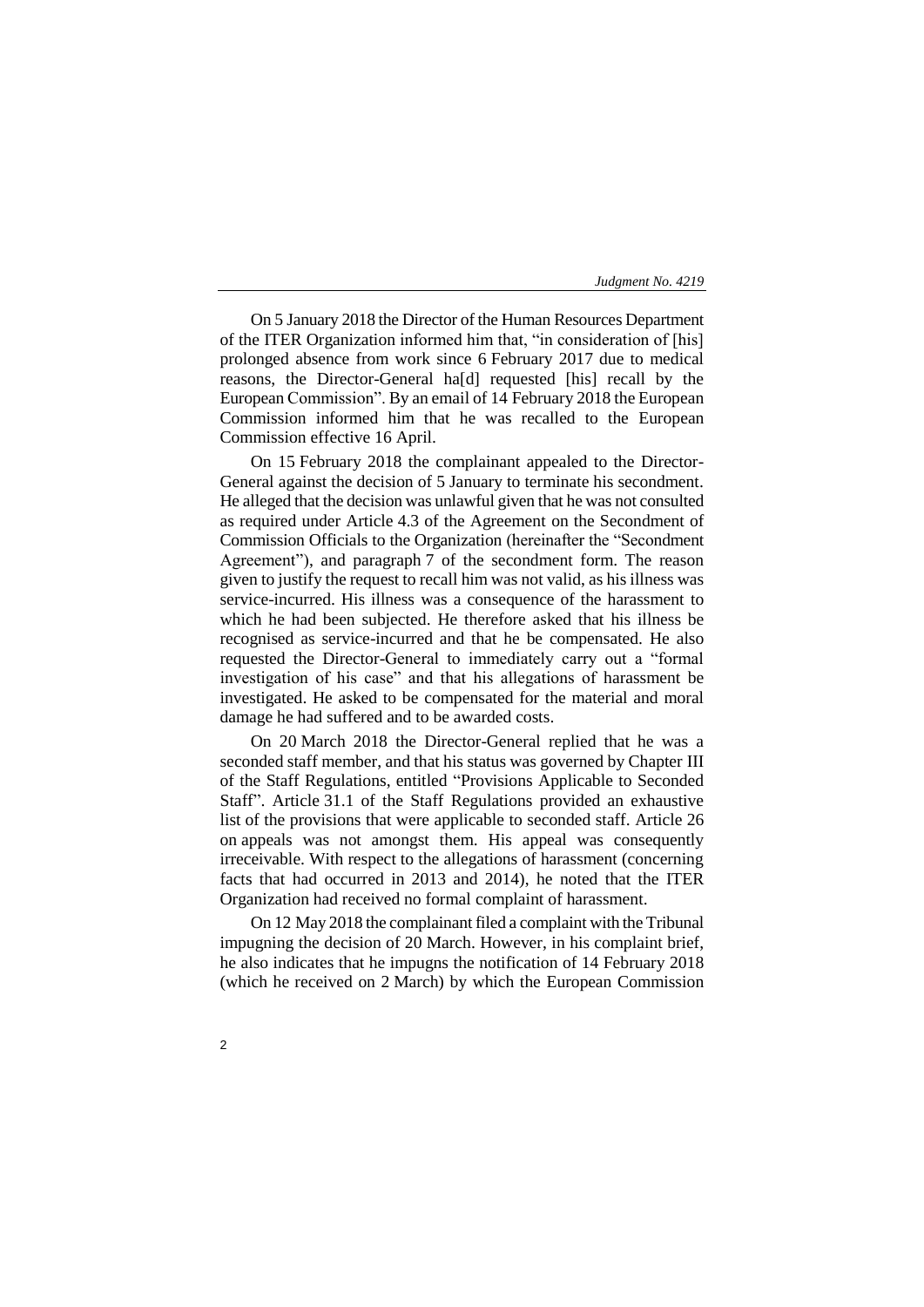On 5 January 2018 the Director of the Human Resources Department of the ITER Organization informed him that, "in consideration of [his] prolonged absence from work since 6 February 2017 due to medical reasons, the Director-General ha[d] requested [his] recall by the European Commission". By an email of 14 February 2018 the European Commission informed him that he was recalled to the European Commission effective 16 April.

On 15 February 2018 the complainant appealed to the Director-General against the decision of 5 January to terminate his secondment. He alleged that the decision was unlawful given that he was not consulted as required under Article 4.3 of the Agreement on the Secondment of Commission Officials to the Organization (hereinafter the "Secondment Agreement"), and paragraph 7 of the secondment form. The reason given to justify the request to recall him was not valid, as his illness was service-incurred. His illness was a consequence of the harassment to which he had been subjected. He therefore asked that his illness be recognised as service-incurred and that he be compensated. He also requested the Director-General to immediately carry out a "formal investigation of his case" and that his allegations of harassment be investigated. He asked to be compensated for the material and moral damage he had suffered and to be awarded costs.

On 20 March 2018 the Director-General replied that he was a seconded staff member, and that his status was governed by Chapter III of the Staff Regulations, entitled "Provisions Applicable to Seconded Staff". Article 31.1 of the Staff Regulations provided an exhaustive list of the provisions that were applicable to seconded staff. Article 26 on appeals was not amongst them. His appeal was consequently irreceivable. With respect to the allegations of harassment (concerning facts that had occurred in 2013 and 2014), he noted that the ITER Organization had received no formal complaint of harassment.

On 12 May 2018 the complainant filed a complaint with the Tribunal impugning the decision of 20 March. However, in his complaint brief, he also indicates that he impugns the notification of 14 February 2018 (which he received on 2 March) by which the European Commission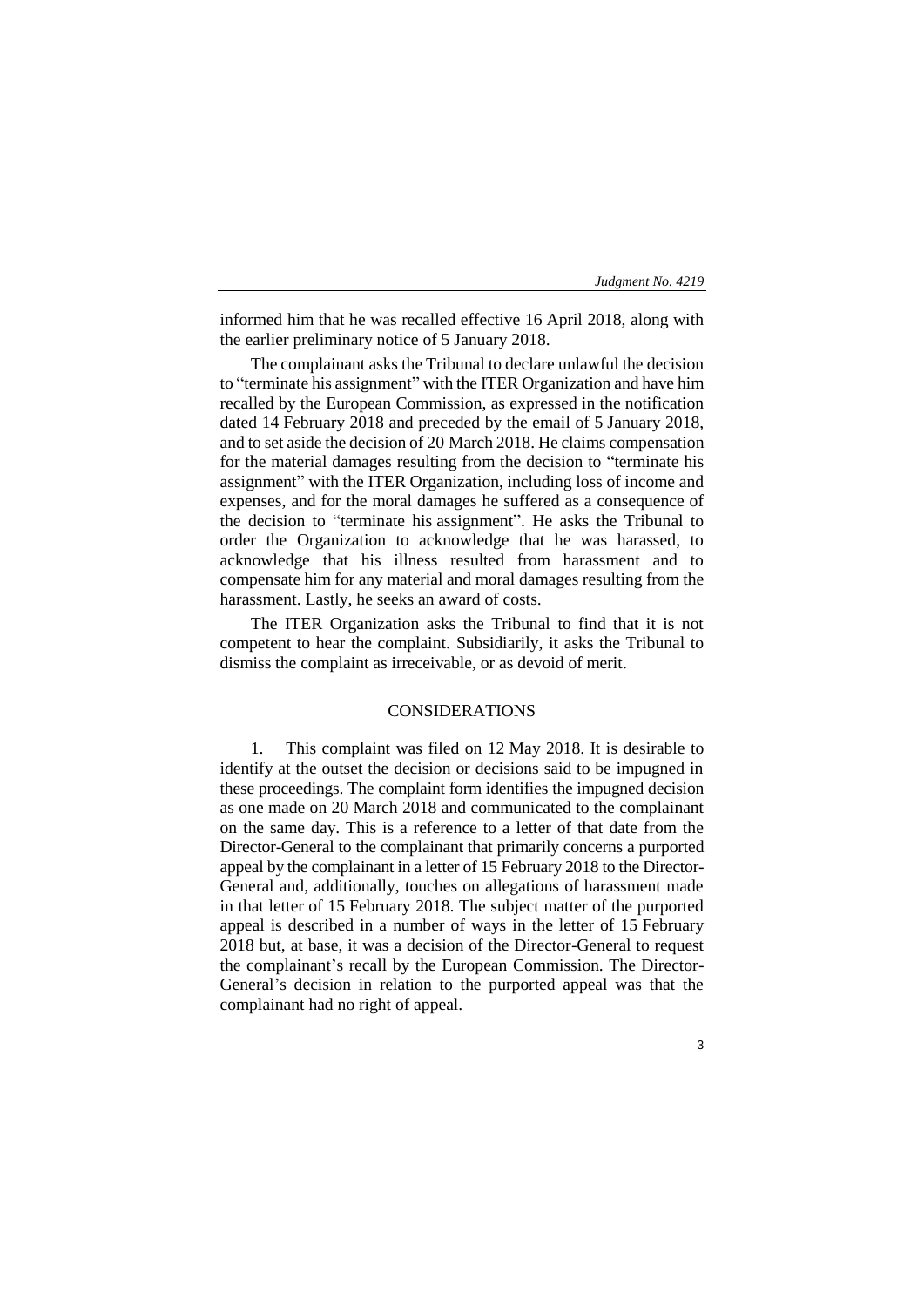informed him that he was recalled effective 16 April 2018, along with the earlier preliminary notice of 5 January 2018.

The complainant asks the Tribunal to declare unlawful the decision to "terminate his assignment" with the ITER Organization and have him recalled by the European Commission, as expressed in the notification dated 14 February 2018 and preceded by the email of 5 January 2018, and to set aside the decision of 20 March 2018. He claims compensation for the material damages resulting from the decision to "terminate his assignment" with the ITER Organization, including loss of income and expenses, and for the moral damages he suffered as a consequence of the decision to "terminate his assignment". He asks the Tribunal to order the Organization to acknowledge that he was harassed, to acknowledge that his illness resulted from harassment and to compensate him for any material and moral damages resulting from the harassment. Lastly, he seeks an award of costs.

The ITER Organization asks the Tribunal to find that it is not competent to hear the complaint. Subsidiarily, it asks the Tribunal to dismiss the complaint as irreceivable, or as devoid of merit.

## CONSIDERATIONS

1. This complaint was filed on 12 May 2018. It is desirable to identify at the outset the decision or decisions said to be impugned in these proceedings. The complaint form identifies the impugned decision as one made on 20 March 2018 and communicated to the complainant on the same day. This is a reference to a letter of that date from the Director-General to the complainant that primarily concerns a purported appeal by the complainant in a letter of 15 February 2018 to the Director-General and, additionally, touches on allegations of harassment made in that letter of 15 February 2018. The subject matter of the purported appeal is described in a number of ways in the letter of 15 February 2018 but, at base, it was a decision of the Director-General to request the complainant's recall by the European Commission. The Director-General's decision in relation to the purported appeal was that the complainant had no right of appeal.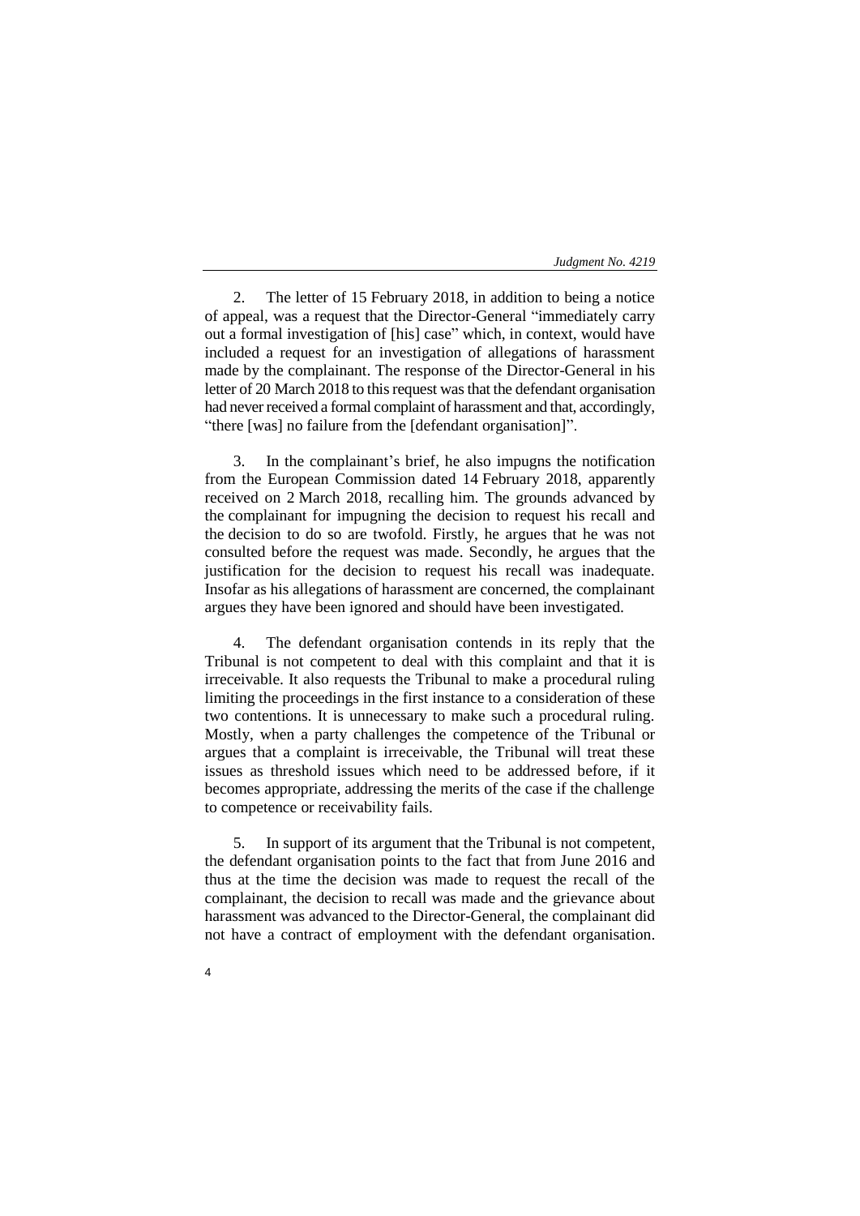2. The letter of 15 February 2018, in addition to being a notice of appeal, was a request that the Director-General "immediately carry out a formal investigation of [his] case" which, in context, would have included a request for an investigation of allegations of harassment made by the complainant. The response of the Director-General in his letter of 20 March 2018 to this request was that the defendant organisation had never received a formal complaint of harassment and that, accordingly, "there [was] no failure from the [defendant organisation]".

3. In the complainant's brief, he also impugns the notification from the European Commission dated 14 February 2018, apparently received on 2 March 2018, recalling him. The grounds advanced by the complainant for impugning the decision to request his recall and the decision to do so are twofold. Firstly, he argues that he was not consulted before the request was made. Secondly, he argues that the justification for the decision to request his recall was inadequate. Insofar as his allegations of harassment are concerned, the complainant argues they have been ignored and should have been investigated.

4. The defendant organisation contends in its reply that the Tribunal is not competent to deal with this complaint and that it is irreceivable. It also requests the Tribunal to make a procedural ruling limiting the proceedings in the first instance to a consideration of these two contentions. It is unnecessary to make such a procedural ruling. Mostly, when a party challenges the competence of the Tribunal or argues that a complaint is irreceivable, the Tribunal will treat these issues as threshold issues which need to be addressed before, if it becomes appropriate, addressing the merits of the case if the challenge to competence or receivability fails.

5. In support of its argument that the Tribunal is not competent, the defendant organisation points to the fact that from June 2016 and thus at the time the decision was made to request the recall of the complainant, the decision to recall was made and the grievance about harassment was advanced to the Director-General, the complainant did not have a contract of employment with the defendant organisation.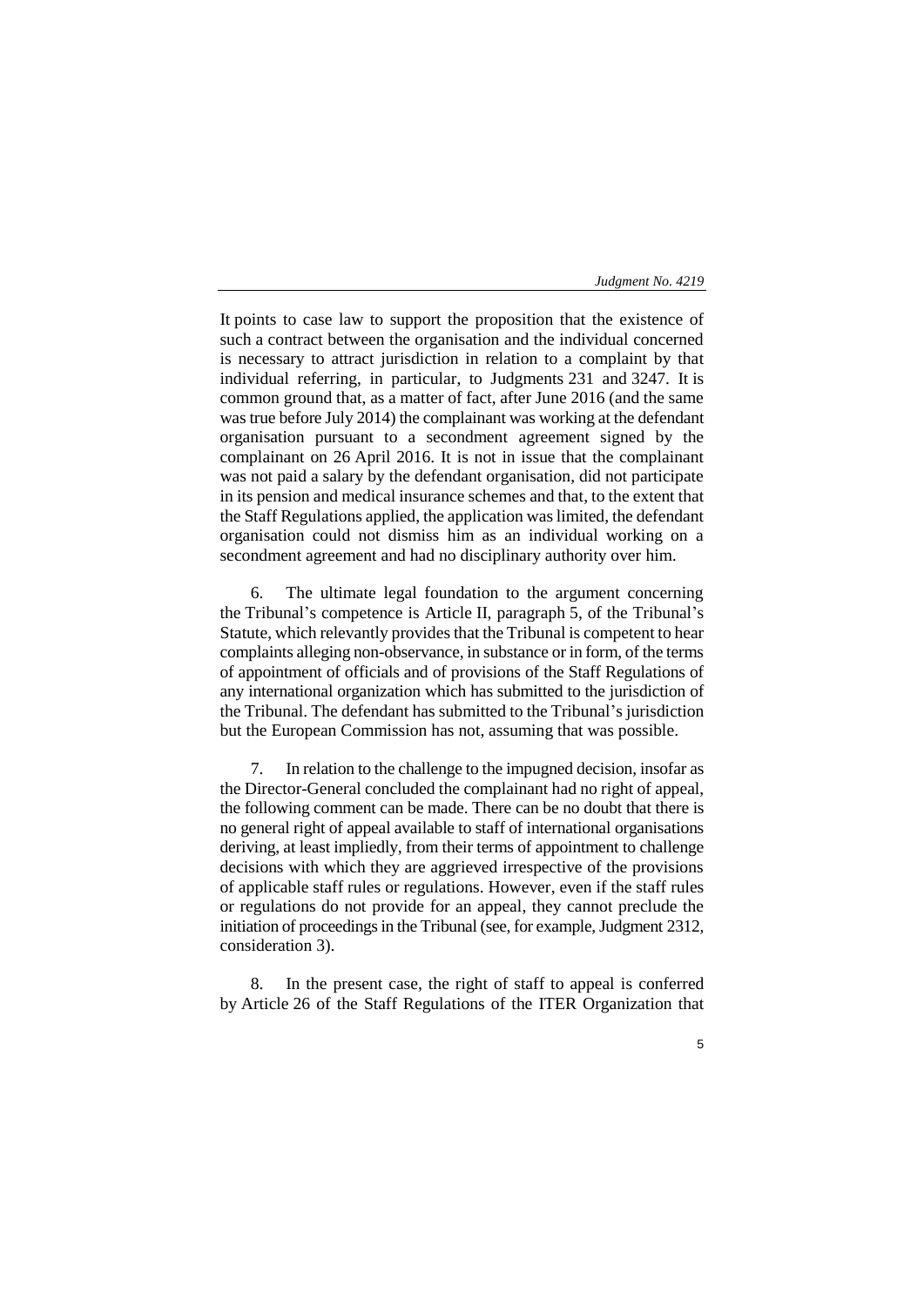It points to case law to support the proposition that the existence of such a contract between the organisation and the individual concerned is necessary to attract jurisdiction in relation to a complaint by that individual referring, in particular, to Judgments 231 and 3247. It is common ground that, as a matter of fact, after June 2016 (and the same was true before July 2014) the complainant was working at the defendant organisation pursuant to a secondment agreement signed by the complainant on 26 April 2016. It is not in issue that the complainant was not paid a salary by the defendant organisation, did not participate in its pension and medical insurance schemes and that, to the extent that the Staff Regulations applied, the application was limited, the defendant organisation could not dismiss him as an individual working on a secondment agreement and had no disciplinary authority over him.

6. The ultimate legal foundation to the argument concerning the Tribunal's competence is Article II, paragraph 5, of the Tribunal's Statute, which relevantly provides that the Tribunal is competent to hear complaints alleging non-observance, in substance or in form, of the terms of appointment of officials and of provisions of the Staff Regulations of any international organization which has submitted to the jurisdiction of the Tribunal. The defendant has submitted to the Tribunal's jurisdiction but the European Commission has not, assuming that was possible.

7. In relation to the challenge to the impugned decision, insofar as the Director-General concluded the complainant had no right of appeal, the following comment can be made. There can be no doubt that there is no general right of appeal available to staff of international organisations deriving, at least impliedly, from their terms of appointment to challenge decisions with which they are aggrieved irrespective of the provisions of applicable staff rules or regulations. However, even if the staff rules or regulations do not provide for an appeal, they cannot preclude the initiation of proceedings in the Tribunal (see, for example, Judgment 2312, consideration 3).

8. In the present case, the right of staff to appeal is conferred by Article 26 of the Staff Regulations of the ITER Organization that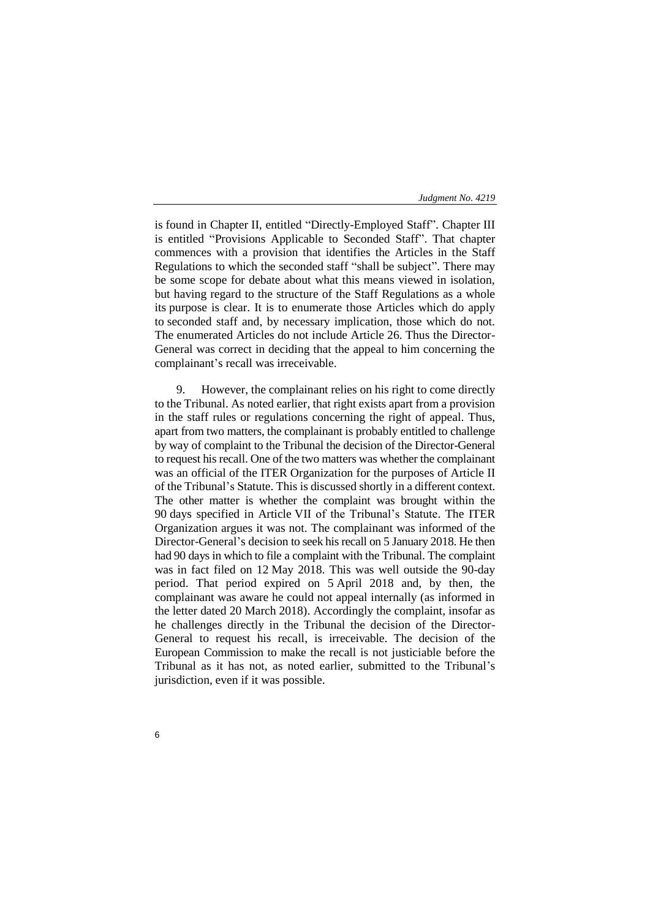is found in Chapter II, entitled "Directly-Employed Staff". Chapter III is entitled "Provisions Applicable to Seconded Staff". That chapter commences with a provision that identifies the Articles in the Staff Regulations to which the seconded staff "shall be subject". There may be some scope for debate about what this means viewed in isolation, but having regard to the structure of the Staff Regulations as a whole its purpose is clear. It is to enumerate those Articles which do apply to seconded staff and, by necessary implication, those which do not. The enumerated Articles do not include Article 26. Thus the Director-General was correct in deciding that the appeal to him concerning the complainant's recall was irreceivable.

9. However, the complainant relies on his right to come directly to the Tribunal. As noted earlier, that right exists apart from a provision in the staff rules or regulations concerning the right of appeal. Thus, apart from two matters, the complainant is probably entitled to challenge by way of complaint to the Tribunal the decision of the Director-General to request his recall. One of the two matters was whether the complainant was an official of the ITER Organization for the purposes of Article II of the Tribunal's Statute. This is discussed shortly in a different context. The other matter is whether the complaint was brought within the 90 days specified in Article VII of the Tribunal's Statute. The ITER Organization argues it was not. The complainant was informed of the Director-General's decision to seek his recall on 5 January 2018. He then had 90 days in which to file a complaint with the Tribunal. The complaint was in fact filed on 12 May 2018. This was well outside the 90-day period. That period expired on 5 April 2018 and, by then, the complainant was aware he could not appeal internally (as informed in the letter dated 20 March 2018). Accordingly the complaint, insofar as he challenges directly in the Tribunal the decision of the Director-General to request his recall, is irreceivable. The decision of the European Commission to make the recall is not justiciable before the Tribunal as it has not, as noted earlier, submitted to the Tribunal's jurisdiction, even if it was possible.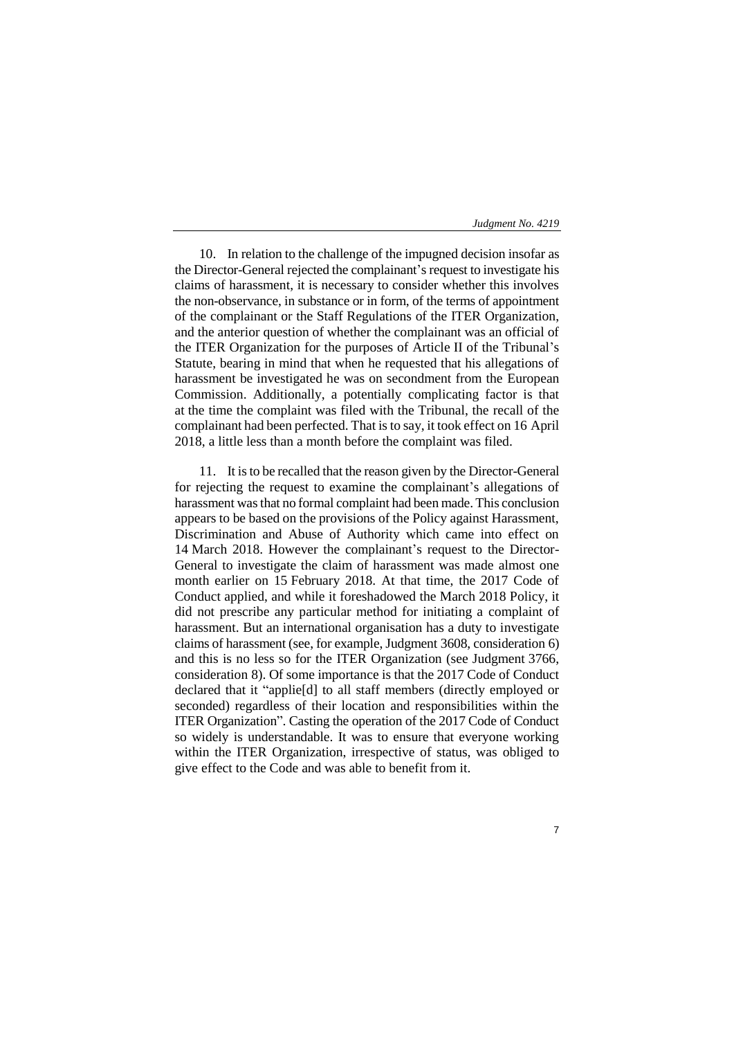10. In relation to the challenge of the impugned decision insofar as the Director-General rejected the complainant's request to investigate his claims of harassment, it is necessary to consider whether this involves the non-observance, in substance or in form, of the terms of appointment of the complainant or the Staff Regulations of the ITER Organization, and the anterior question of whether the complainant was an official of the ITER Organization for the purposes of Article II of the Tribunal's Statute, bearing in mind that when he requested that his allegations of harassment be investigated he was on secondment from the European Commission. Additionally, a potentially complicating factor is that at the time the complaint was filed with the Tribunal, the recall of the complainant had been perfected. That is to say, it took effect on 16 April 2018, a little less than a month before the complaint was filed.

11. It is to be recalled that the reason given by the Director-General for rejecting the request to examine the complainant's allegations of harassment was that no formal complaint had been made. This conclusion appears to be based on the provisions of the Policy against Harassment, Discrimination and Abuse of Authority which came into effect on 14 March 2018. However the complainant's request to the Director-General to investigate the claim of harassment was made almost one month earlier on 15 February 2018. At that time, the 2017 Code of Conduct applied, and while it foreshadowed the March 2018 Policy, it did not prescribe any particular method for initiating a complaint of harassment. But an international organisation has a duty to investigate claims of harassment (see, for example, Judgment 3608, consideration 6) and this is no less so for the ITER Organization (see Judgment 3766, consideration 8). Of some importance is that the 2017 Code of Conduct declared that it "applie[d] to all staff members (directly employed or seconded) regardless of their location and responsibilities within the ITER Organization". Casting the operation of the 2017 Code of Conduct so widely is understandable. It was to ensure that everyone working within the ITER Organization, irrespective of status, was obliged to give effect to the Code and was able to benefit from it.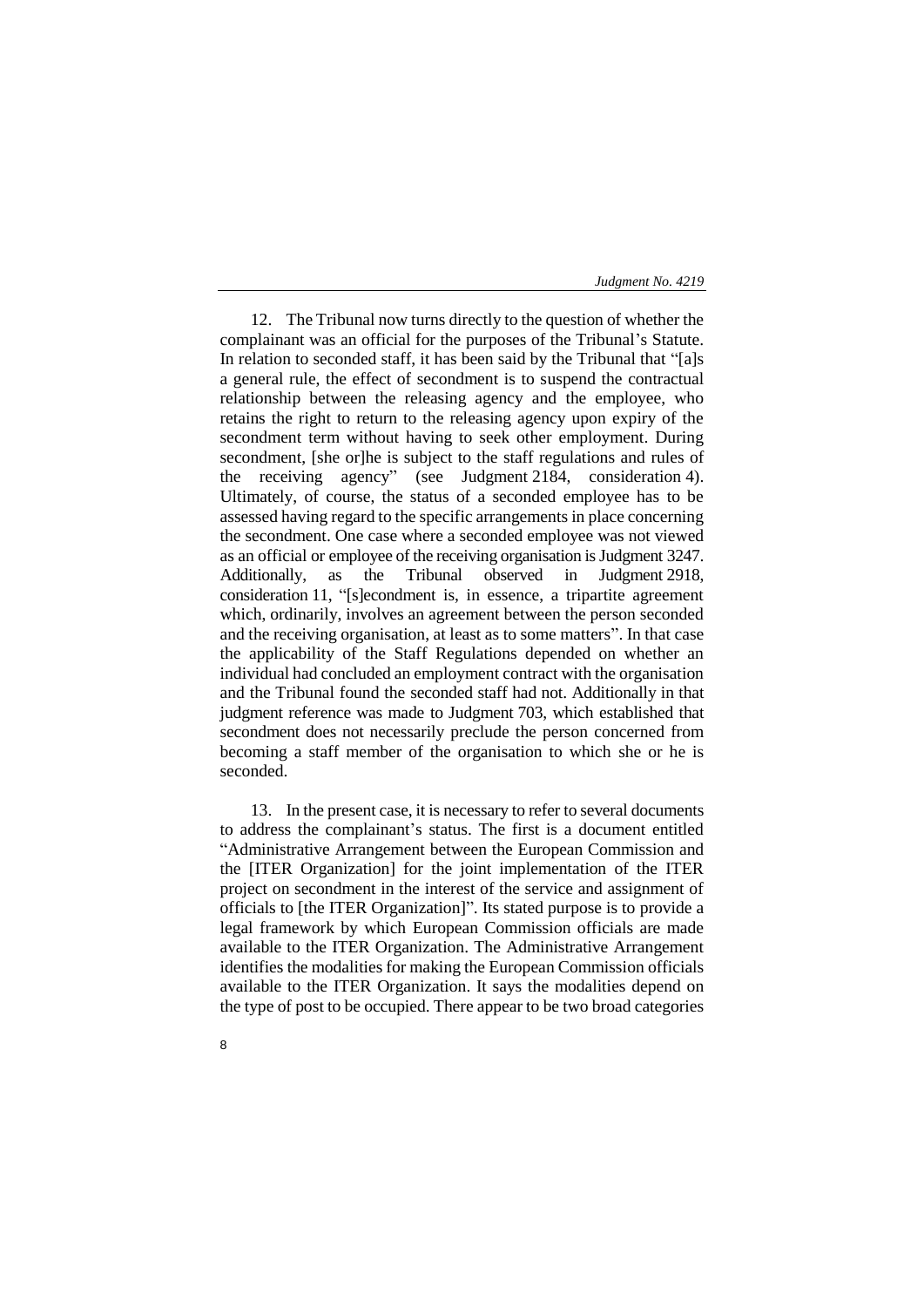12. The Tribunal now turns directly to the question of whether the complainant was an official for the purposes of the Tribunal's Statute. In relation to seconded staff, it has been said by the Tribunal that "[a]s a general rule, the effect of secondment is to suspend the contractual relationship between the releasing agency and the employee, who retains the right to return to the releasing agency upon expiry of the secondment term without having to seek other employment. During secondment, [she or]he is subject to the staff regulations and rules of the receiving agency" (see Judgment 2184, consideration 4). Ultimately, of course, the status of a seconded employee has to be assessed having regard to the specific arrangements in place concerning the secondment. One case where a seconded employee was not viewed as an official or employee of the receiving organisation is Judgment 3247. Additionally, as the Tribunal observed in Judgment 2918, consideration 11, "[s]econdment is, in essence, a tripartite agreement which, ordinarily, involves an agreement between the person seconded and the receiving organisation, at least as to some matters". In that case the applicability of the Staff Regulations depended on whether an individual had concluded an employment contract with the organisation and the Tribunal found the seconded staff had not. Additionally in that judgment reference was made to Judgment 703, which established that secondment does not necessarily preclude the person concerned from becoming a staff member of the organisation to which she or he is seconded.

13. In the present case, it is necessary to refer to several documents to address the complainant's status. The first is a document entitled "Administrative Arrangement between the European Commission and the [ITER Organization] for the joint implementation of the ITER project on secondment in the interest of the service and assignment of officials to [the ITER Organization]". Its stated purpose is to provide a legal framework by which European Commission officials are made available to the ITER Organization. The Administrative Arrangement identifies the modalities for making the European Commission officials available to the ITER Organization. It says the modalities depend on the type of post to be occupied. There appear to be two broad categories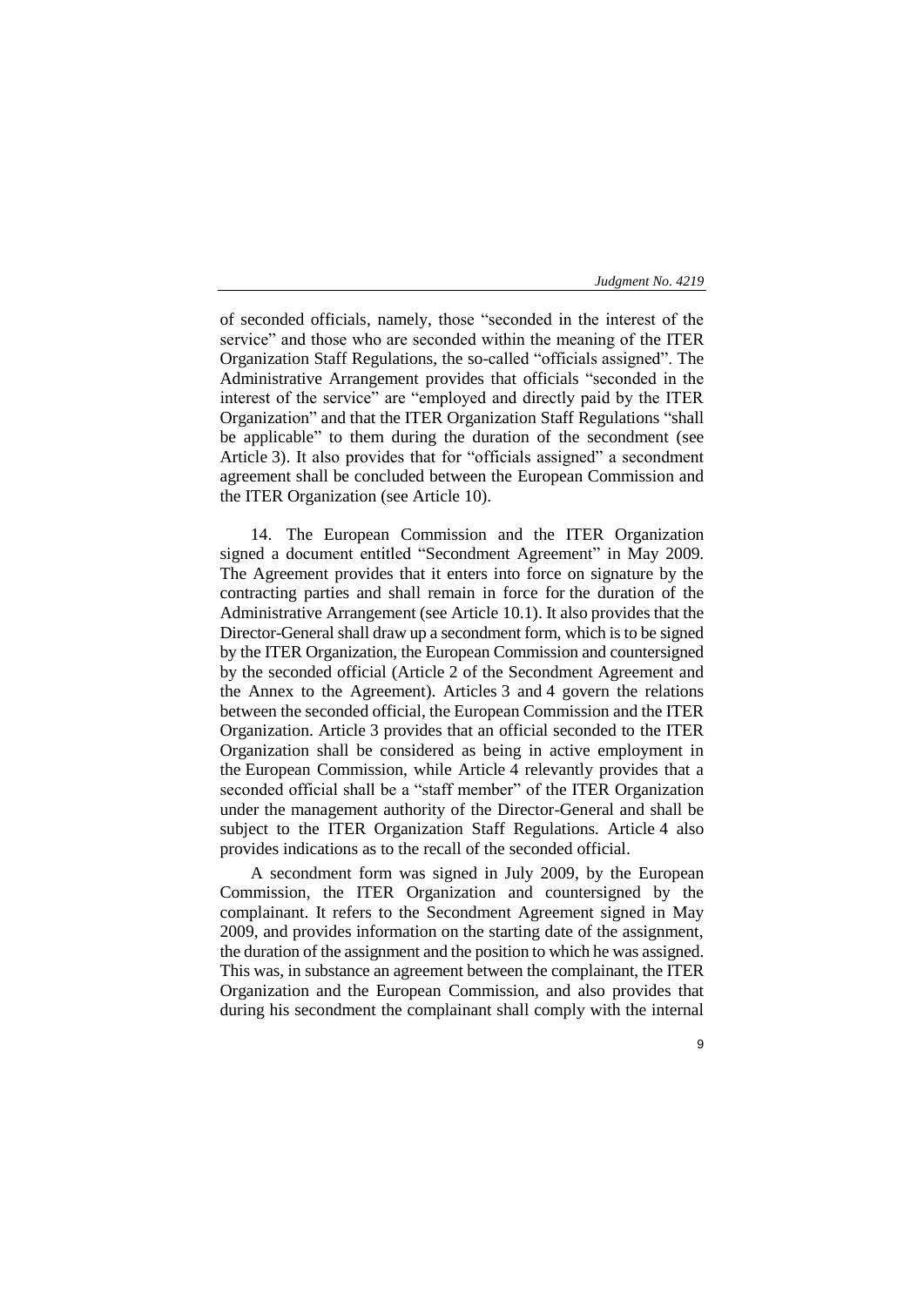of seconded officials, namely, those "seconded in the interest of the service" and those who are seconded within the meaning of the ITER Organization Staff Regulations, the so-called "officials assigned". The Administrative Arrangement provides that officials "seconded in the interest of the service" are "employed and directly paid by the ITER Organization" and that the ITER Organization Staff Regulations "shall be applicable" to them during the duration of the secondment (see Article 3). It also provides that for "officials assigned" a secondment agreement shall be concluded between the European Commission and the ITER Organization (see Article 10).

14. The European Commission and the ITER Organization signed a document entitled "Secondment Agreement" in May 2009. The Agreement provides that it enters into force on signature by the contracting parties and shall remain in force for the duration of the Administrative Arrangement (see Article 10.1). It also provides that the Director-General shall draw up a secondment form, which is to be signed by the ITER Organization, the European Commission and countersigned by the seconded official (Article 2 of the Secondment Agreement and the Annex to the Agreement). Articles 3 and 4 govern the relations between the seconded official, the European Commission and the ITER Organization. Article 3 provides that an official seconded to the ITER Organization shall be considered as being in active employment in the European Commission, while Article 4 relevantly provides that a seconded official shall be a "staff member" of the ITER Organization under the management authority of the Director-General and shall be subject to the ITER Organization Staff Regulations. Article 4 also provides indications as to the recall of the seconded official.

A secondment form was signed in July 2009, by the European Commission, the ITER Organization and countersigned by the complainant. It refers to the Secondment Agreement signed in May 2009, and provides information on the starting date of the assignment, the duration of the assignment and the position to which he was assigned. This was, in substance an agreement between the complainant, the ITER Organization and the European Commission, and also provides that during his secondment the complainant shall comply with the internal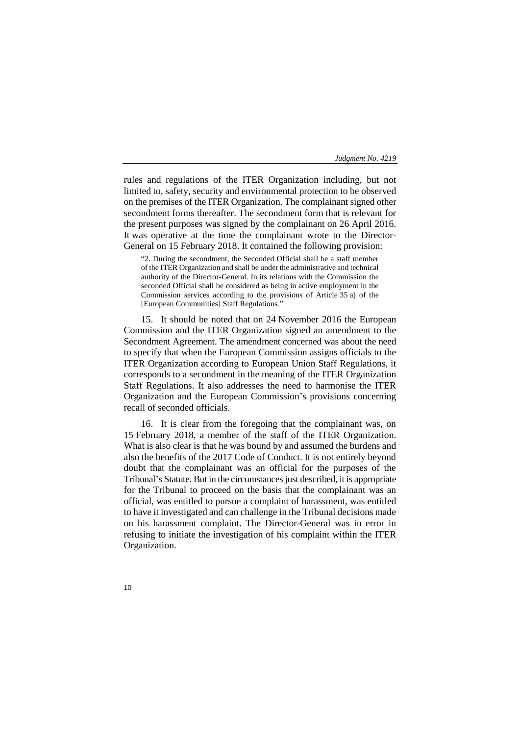rules and regulations of the ITER Organization including, but not limited to, safety, security and environmental protection to be observed on the premises of the ITER Organization. The complainant signed other secondment forms thereafter. The secondment form that is relevant for the present purposes was signed by the complainant on 26 April 2016. It was operative at the time the complainant wrote to the Director-General on 15 February 2018. It contained the following provision:

> "2. During the secondment, the Seconded Official shall be a staff member of the ITER Organization and shall be under the administrative and technical authority of the Director-General. In its relations with the Commission the seconded Official shall be considered as being in active employment in the Commission services according to the provisions of Article 35 a) of the [European Communities] Staff Regulations."

15. It should be noted that on 24 November 2016 the European Commission and the ITER Organization signed an amendment to the Secondment Agreement. The amendment concerned was about the need to specify that when the European Commission assigns officials to the ITER Organization according to European Union Staff Regulations, it corresponds to a secondment in the meaning of the ITER Organization Staff Regulations. It also addresses the need to harmonise the ITER Organization and the European Commission's provisions concerning recall of seconded officials.

16. It is clear from the foregoing that the complainant was, on 15 February 2018, a member of the staff of the ITER Organization. What is also clear is that he was bound by and assumed the burdens and also the benefits of the 2017 Code of Conduct. It is not entirely beyond doubt that the complainant was an official for the purposes of the Tribunal's Statute. But in the circumstances just described, it is appropriate for the Tribunal to proceed on the basis that the complainant was an official, was entitled to pursue a complaint of harassment, was entitled to have it investigated and can challenge in the Tribunal decisions made on his harassment complaint. The Director-General was in error in refusing to initiate the investigation of his complaint within the ITER Organization.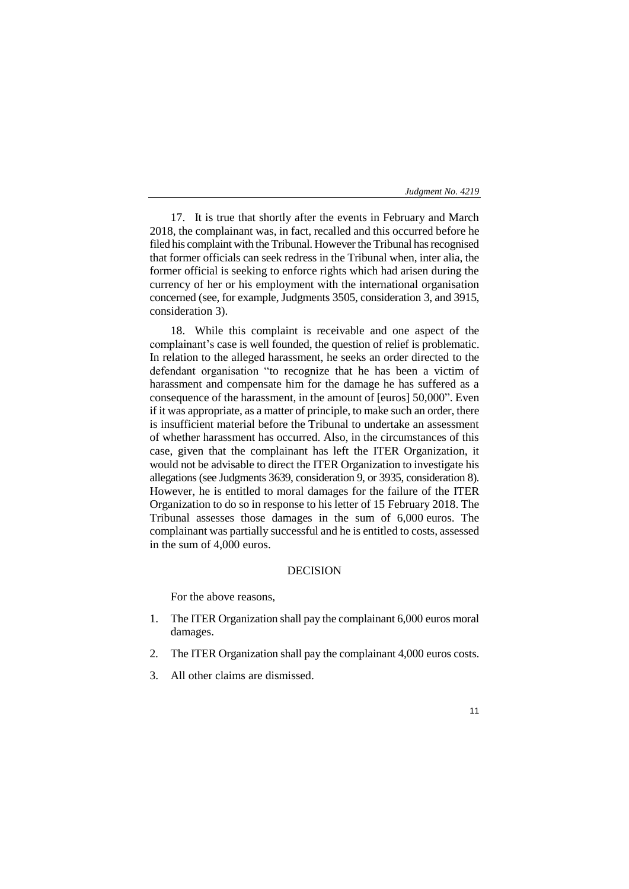17. It is true that shortly after the events in February and March 2018, the complainant was, in fact, recalled and this occurred before he filed his complaint with the Tribunal. However the Tribunal has recognised that former officials can seek redress in the Tribunal when, inter alia, the former official is seeking to enforce rights which had arisen during the currency of her or his employment with the international organisation concerned (see, for example, Judgments 3505, consideration 3, and 3915, consideration 3).

18. While this complaint is receivable and one aspect of the complainant's case is well founded, the question of relief is problematic. In relation to the alleged harassment, he seeks an order directed to the defendant organisation "to recognize that he has been a victim of harassment and compensate him for the damage he has suffered as a consequence of the harassment, in the amount of [euros] 50,000". Even if it was appropriate, as a matter of principle, to make such an order, there is insufficient material before the Tribunal to undertake an assessment of whether harassment has occurred. Also, in the circumstances of this case, given that the complainant has left the ITER Organization, it would not be advisable to direct the ITER Organization to investigate his allegations (see Judgments 3639, consideration 9, or 3935, consideration 8). However, he is entitled to moral damages for the failure of the ITER Organization to do so in response to his letter of 15 February 2018. The Tribunal assesses those damages in the sum of 6,000 euros. The complainant was partially successful and he is entitled to costs, assessed in the sum of 4,000 euros.

## DECISION

For the above reasons,

1. The ITER Organization shall pay the complainant 6,000 euros moral damages.
2. The ITER Organization shall pay the complainant 4,000 euros costs.
3. All other claims are dismissed.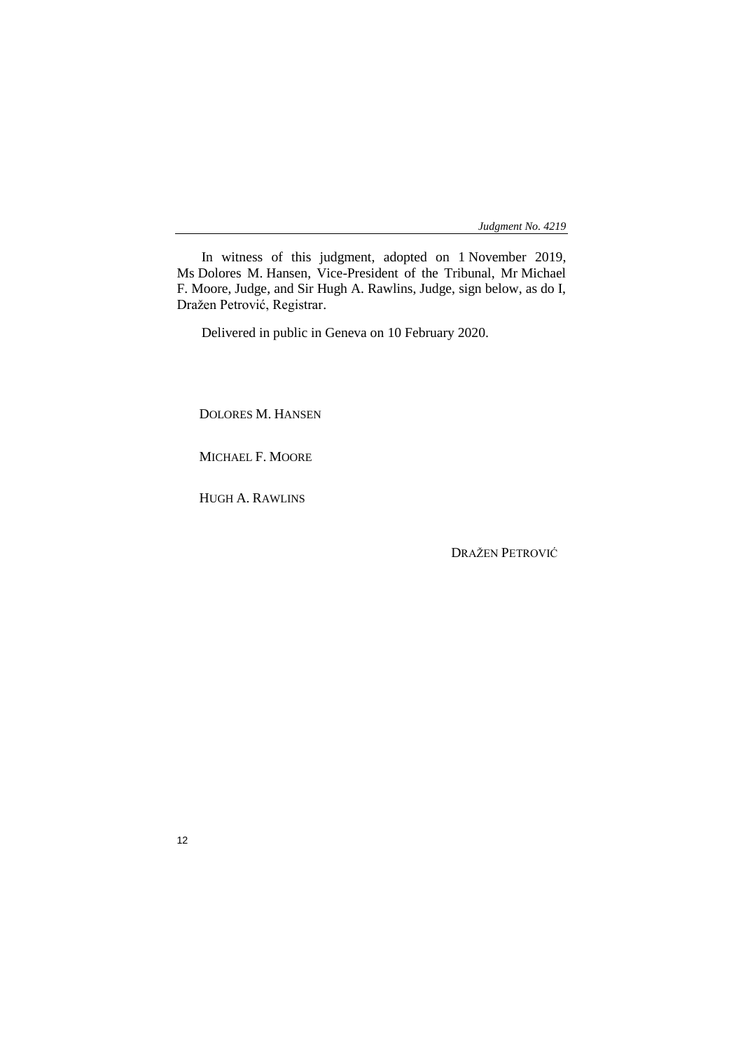In witness of this judgment, adopted on 1 November 2019, Ms Dolores M. Hansen, Vice-President of the Tribunal, Mr Michael F. Moore, Judge, and Sir Hugh A. Rawlins, Judge, sign below, as do I, Dražen Petrović, Registrar.

Delivered in public in Geneva on 10 February 2020.

DOLORES M. HANSEN

MICHAEL F. MOORE

HUGH A. RAWLINS

DRAŽEN PETROVIĆ